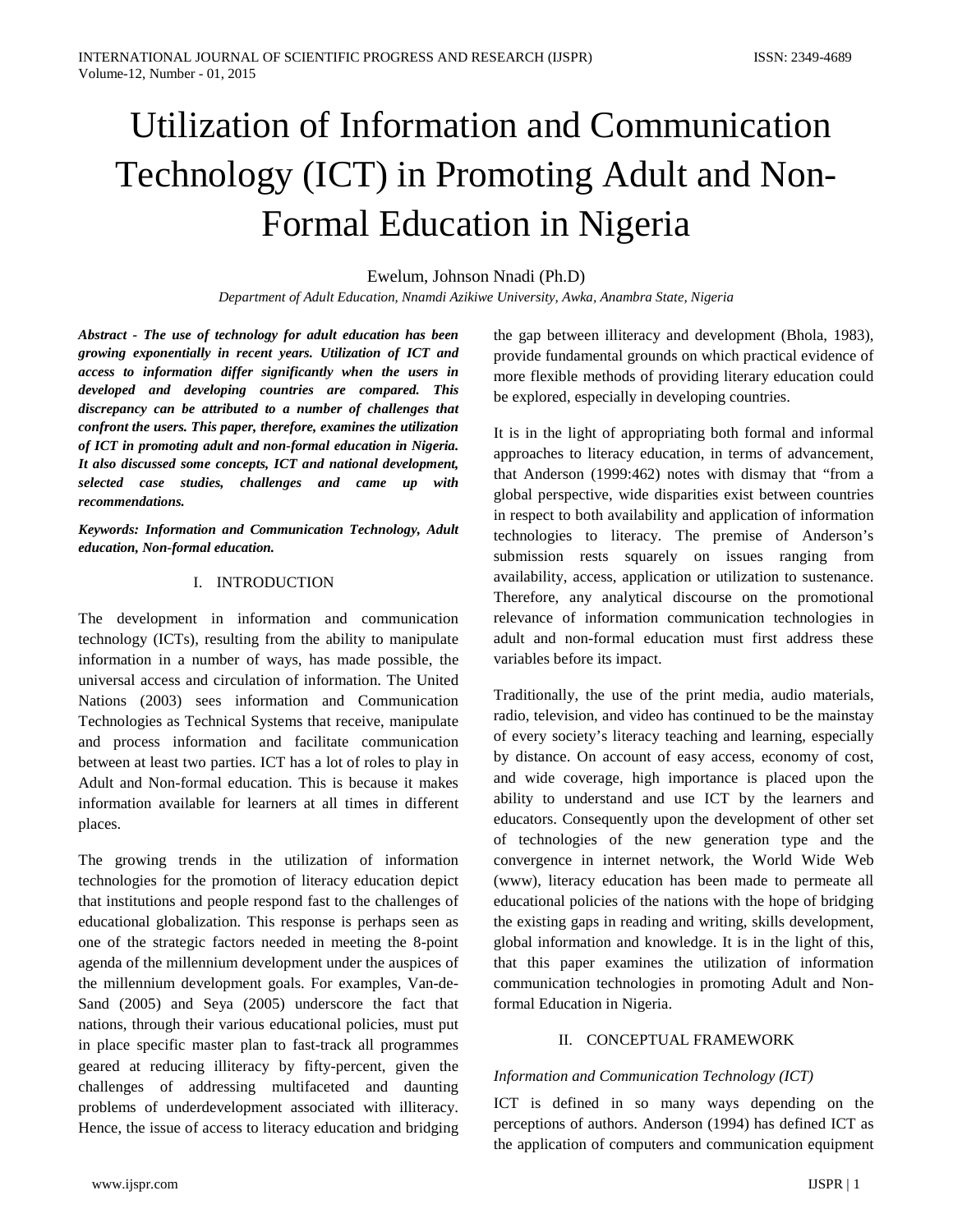# Utilization of Information and Communication Technology (ICT) in Promoting Adult and Non-Formal Education in Nigeria

Ewelum, Johnson Nnadi (Ph.D)

*Department of Adult Education, Nnamdi Azikiwe University, Awka, Anambra State, Nigeria*

***Abstract - The use of technology for adult education has been growing exponentially in recent years. Utilization of ICT and access to information differ significantly when the users in developed and developing countries are compared. This discrepancy can be attributed to a number of challenges that confront the users. This paper, therefore, examines the utilization of ICT in promoting adult and non-formal education in Nigeria. It also discussed some concepts, ICT and national development, selected case studies, challenges and came up with recommendations.***

***Keywords: Information and Communication Technology, Adult education, Non-formal education.***

## I. INTRODUCTION

The development in information and communication technology (ICTs), resulting from the ability to manipulate information in a number of ways, has made possible, the universal access and circulation of information. The United Nations (2003) sees information and Communication Technologies as Technical Systems that receive, manipulate and process information and facilitate communication between at least two parties. ICT has a lot of roles to play in Adult and Non-formal education. This is because it makes information available for learners at all times in different places.

The growing trends in the utilization of information technologies for the promotion of literacy education depict that institutions and people respond fast to the challenges of educational globalization. This response is perhaps seen as one of the strategic factors needed in meeting the 8-point agenda of the millennium development under the auspices of the millennium development goals. For examples, Van-de-Sand (2005) and Seya (2005) underscore the fact that nations, through their various educational policies, must put in place specific master plan to fast-track all programmes geared at reducing illiteracy by fifty-percent, given the challenges of addressing multifaceted and daunting problems of underdevelopment associated with illiteracy. Hence, the issue of access to literacy education and bridging the gap between illiteracy and development (Bhola, 1983), provide fundamental grounds on which practical evidence of more flexible methods of providing literary education could be explored, especially in developing countries.

It is in the light of appropriating both formal and informal approaches to literacy education, in terms of advancement, that Anderson (1999:462) notes with dismay that "from a global perspective, wide disparities exist between countries in respect to both availability and application of information technologies to literacy. The premise of Anderson's submission rests squarely on issues ranging from availability, access, application or utilization to sustenance. Therefore, any analytical discourse on the promotional relevance of information communication technologies in adult and non-formal education must first address these variables before its impact.

Traditionally, the use of the print media, audio materials, radio, television, and video has continued to be the mainstay of every society's literacy teaching and learning, especially by distance. On account of easy access, economy of cost, and wide coverage, high importance is placed upon the ability to understand and use ICT by the learners and educators. Consequently upon the development of other set of technologies of the new generation type and the convergence in internet network, the World Wide Web (www), literacy education has been made to permeate all educational policies of the nations with the hope of bridging the existing gaps in reading and writing, skills development, global information and knowledge. It is in the light of this, that this paper examines the utilization of information communication technologies in promoting Adult and Non-formal Education in Nigeria.

## II. CONCEPTUAL FRAMEWORK

### *Information and Communication Technology (ICT)*

ICT is defined in so many ways depending on the perceptions of authors. Anderson (1994) has defined ICT as the application of computers and communication equipment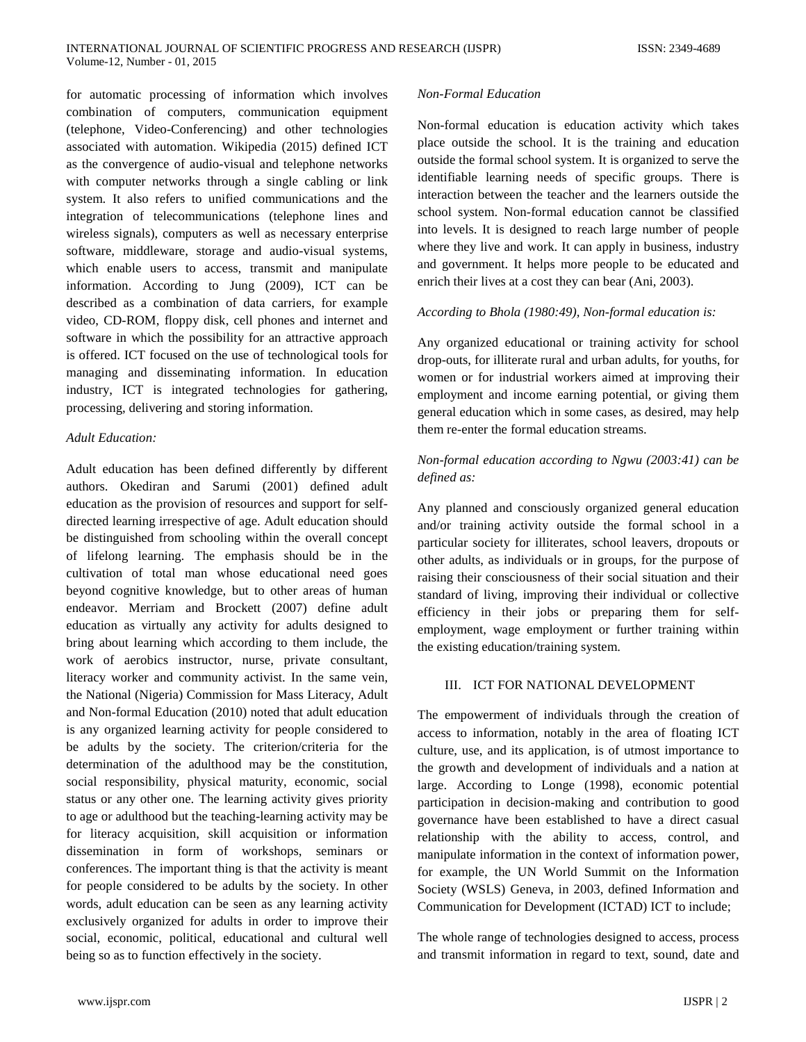for automatic processing of information which involves combination of computers, communication equipment (telephone, Video-Conferencing) and other technologies associated with automation. Wikipedia (2015) defined ICT as the convergence of audio-visual and telephone networks with computer networks through a single cabling or link system. It also refers to unified communications and the integration of telecommunications (telephone lines and wireless signals), computers as well as necessary enterprise software, middleware, storage and audio-visual systems, which enable users to access, transmit and manipulate information. According to Jung (2009), ICT can be described as a combination of data carriers, for example video, CD-ROM, floppy disk, cell phones and internet and software in which the possibility for an attractive approach is offered. ICT focused on the use of technological tools for managing and disseminating information. In education industry, ICT is integrated technologies for gathering, processing, delivering and storing information.

*Adult Education:*

Adult education has been defined differently by different authors. Okediran and Sarumi (2001) defined adult education as the provision of resources and support for self-directed learning irrespective of age. Adult education should be distinguished from schooling within the overall concept of lifelong learning. The emphasis should be in the cultivation of total man whose educational need goes beyond cognitive knowledge, but to other areas of human endeavor. Merriam and Brockett (2007) define adult education as virtually any activity for adults designed to bring about learning which according to them include, the work of aerobics instructor, nurse, private consultant, literacy worker and community activist. In the same vein, the National (Nigeria) Commission for Mass Literacy, Adult and Non-formal Education (2010) noted that adult education is any organized learning activity for people considered to be adults by the society. The criterion/criteria for the determination of the adulthood may be the constitution, social responsibility, physical maturity, economic, social status or any other one. The learning activity gives priority to age or adulthood but the teaching-learning activity may be for literacy acquisition, skill acquisition or information dissemination in form of workshops, seminars or conferences. The important thing is that the activity is meant for people considered to be adults by the society. In other words, adult education can be seen as any learning activity exclusively organized for adults in order to improve their social, economic, political, educational and cultural well being so as to function effectively in the society.

*Non-Formal Education*

Non-formal education is education activity which takes place outside the school. It is the training and education outside the formal school system. It is organized to serve the identifiable learning needs of specific groups. There is interaction between the teacher and the learners outside the school system. Non-formal education cannot be classified into levels. It is designed to reach large number of people where they live and work. It can apply in business, industry and government. It helps more people to be educated and enrich their lives at a cost they can bear (Ani, 2003).

*According to Bhola (1980:49), Non-formal education is:*

Any organized educational or training activity for school drop-outs, for illiterate rural and urban adults, for youths, for women or for industrial workers aimed at improving their employment and income earning potential, or giving them general education which in some cases, as desired, may help them re-enter the formal education streams.

*Non-formal education according to Ngwu (2003:41) can be defined as:*

Any planned and consciously organized general education and/or training activity outside the formal school in a particular society for illiterates, school leavers, dropouts or other adults, as individuals or in groups, for the purpose of raising their consciousness of their social situation and their standard of living, improving their individual or collective efficiency in their jobs or preparing them for self-employment, wage employment or further training within the existing education/training system.

## III. ICT FOR NATIONAL DEVELOPMENT

The empowerment of individuals through the creation of access to information, notably in the area of floating ICT culture, use, and its application, is of utmost importance to the growth and development of individuals and a nation at large. According to Longe (1998), economic potential participation in decision-making and contribution to good governance have been established to have a direct casual relationship with the ability to access, control, and manipulate information in the context of information power, for example, the UN World Summit on the Information Society (WSLS) Geneva, in 2003, defined Information and Communication for Development (ICTAD) ICT to include;

The whole range of technologies designed to access, process and transmit information in regard to text, sound, date and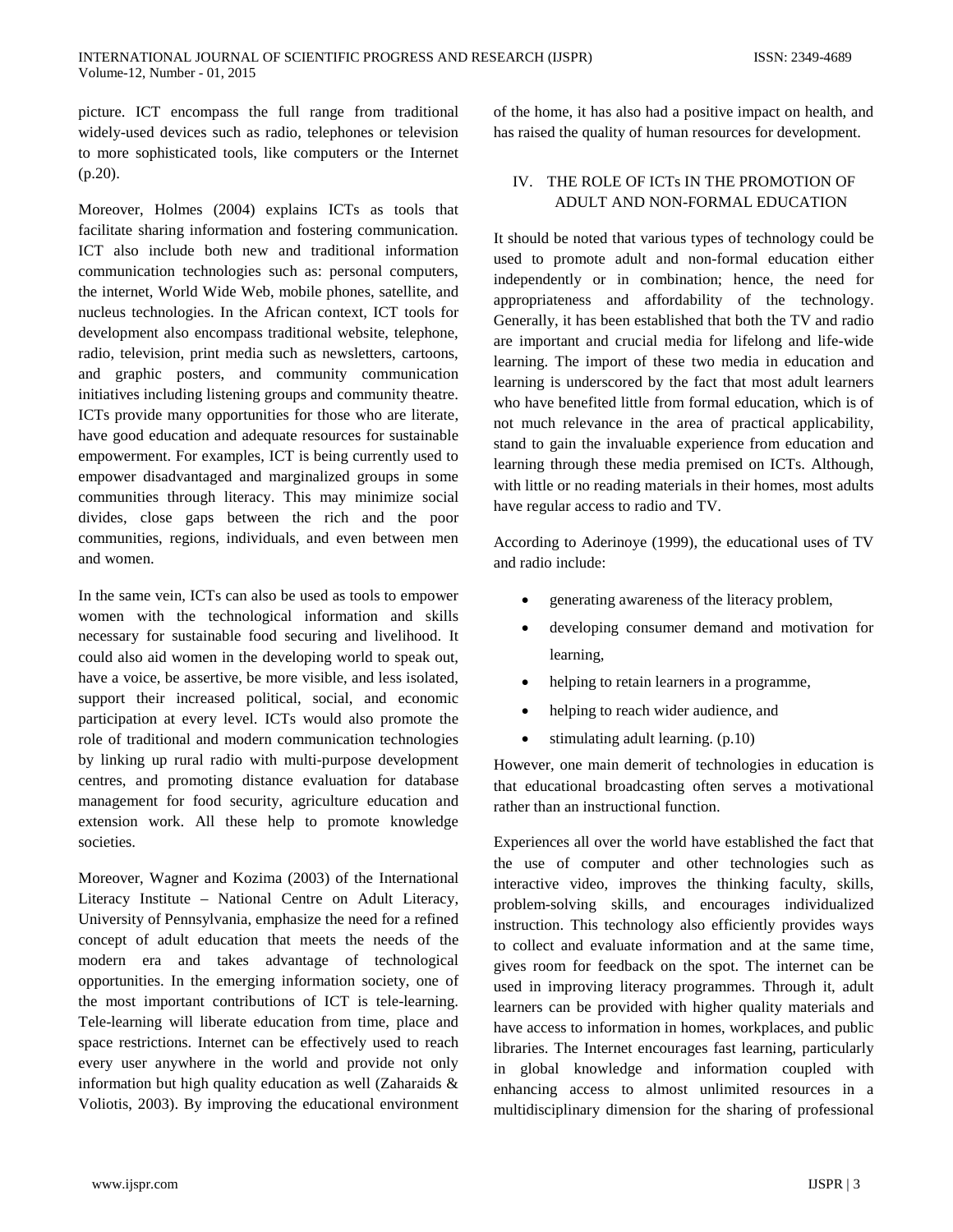picture. ICT encompass the full range from traditional widely-used devices such as radio, telephones or television to more sophisticated tools, like computers or the Internet (p.20).

Moreover, Holmes (2004) explains ICTs as tools that facilitate sharing information and fostering communication. ICT also include both new and traditional information communication technologies such as: personal computers, the internet, World Wide Web, mobile phones, satellite, and nucleus technologies. In the African context, ICT tools for development also encompass traditional website, telephone, radio, television, print media such as newsletters, cartoons, and graphic posters, and community communication initiatives including listening groups and community theatre. ICTs provide many opportunities for those who are literate, have good education and adequate resources for sustainable empowerment. For examples, ICT is being currently used to empower disadvantaged and marginalized groups in some communities through literacy. This may minimize social divides, close gaps between the rich and the poor communities, regions, individuals, and even between men and women.

In the same vein, ICTs can also be used as tools to empower women with the technological information and skills necessary for sustainable food securing and livelihood. It could also aid women in the developing world to speak out, have a voice, be assertive, be more visible, and less isolated, support their increased political, social, and economic participation at every level. ICTs would also promote the role of traditional and modern communication technologies by linking up rural radio with multi-purpose development centres, and promoting distance evaluation for database management for food security, agriculture education and extension work. All these help to promote knowledge societies.

Moreover, Wagner and Kozima (2003) of the International Literacy Institute – National Centre on Adult Literacy, University of Pennsylvania, emphasize the need for a refined concept of adult education that meets the needs of the modern era and takes advantage of technological opportunities. In the emerging information society, one of the most important contributions of ICT is tele-learning. Tele-learning will liberate education from time, place and space restrictions. Internet can be effectively used to reach every user anywhere in the world and provide not only information but high quality education as well (Zaharaids & Voliotis, 2003). By improving the educational environment of the home, it has also had a positive impact on health, and has raised the quality of human resources for development.

## IV. THE ROLE OF ICTs IN THE PROMOTION OF ADULT AND NON-FORMAL EDUCATION

It should be noted that various types of technology could be used to promote adult and non-formal education either independently or in combination; hence, the need for appropriateness and affordability of the technology. Generally, it has been established that both the TV and radio are important and crucial media for lifelong and life-wide learning. The import of these two media in education and learning is underscored by the fact that most adult learners who have benefited little from formal education, which is of not much relevance in the area of practical applicability, stand to gain the invaluable experience from education and learning through these media premised on ICTs. Although, with little or no reading materials in their homes, most adults have regular access to radio and TV.

According to Aderinoye (1999), the educational uses of TV and radio include:

- generating awareness of the literacy problem,
- developing consumer demand and motivation for learning,
- helping to retain learners in a programme,
- helping to reach wider audience, and
- stimulating adult learning. (p.10)

However, one main demerit of technologies in education is that educational broadcasting often serves a motivational rather than an instructional function.

Experiences all over the world have established the fact that the use of computer and other technologies such as interactive video, improves the thinking faculty, skills, problem-solving skills, and encourages individualized instruction. This technology also efficiently provides ways to collect and evaluate information and at the same time, gives room for feedback on the spot. The internet can be used in improving literacy programmes. Through it, adult learners can be provided with higher quality materials and have access to information in homes, workplaces, and public libraries. The Internet encourages fast learning, particularly in global knowledge and information coupled with enhancing access to almost unlimited resources in a multidisciplinary dimension for the sharing of professional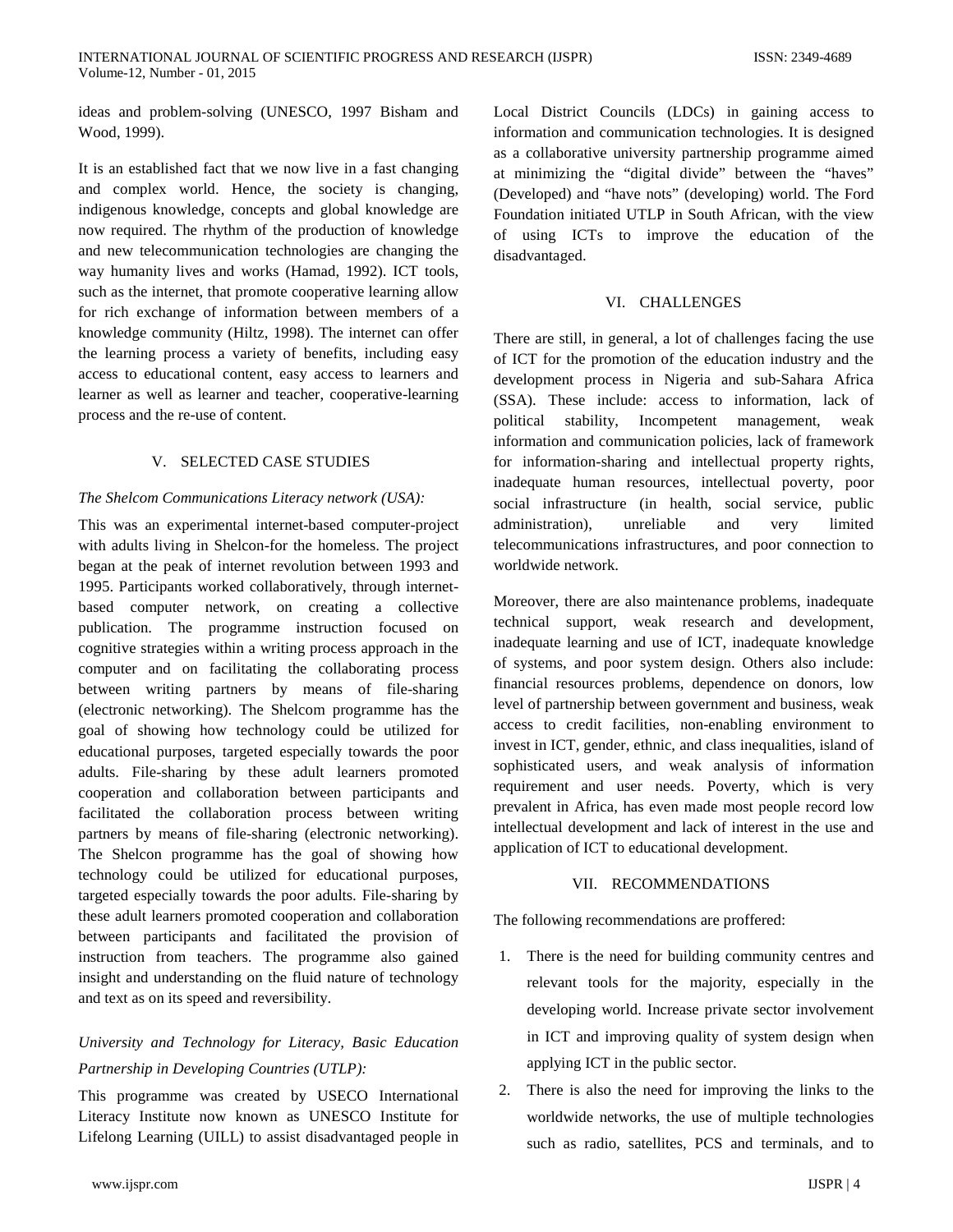ideas and problem-solving (UNESCO, 1997 Bisham and Wood, 1999).

It is an established fact that we now live in a fast changing and complex world. Hence, the society is changing, indigenous knowledge, concepts and global knowledge are now required. The rhythm of the production of knowledge and new telecommunication technologies are changing the way humanity lives and works (Hamad, 1992). ICT tools, such as the internet, that promote cooperative learning allow for rich exchange of information between members of a knowledge community (Hiltz, 1998). The internet can offer the learning process a variety of benefits, including easy access to educational content, easy access to learners and learner as well as learner and teacher, cooperative-learning process and the re-use of content.

## V. SELECTED CASE STUDIES

*The Shelcom Communications Literacy network (USA):*

This was an experimental internet-based computer-project with adults living in Shelcon-for the homeless. The project began at the peak of internet revolution between 1993 and 1995. Participants worked collaboratively, through internet-based computer network, on creating a collective publication. The programme instruction focused on cognitive strategies within a writing process approach in the computer and on facilitating the collaborating process between writing partners by means of file-sharing (electronic networking). The Shelcom programme has the goal of showing how technology could be utilized for educational purposes, targeted especially towards the poor adults. File-sharing by these adult learners promoted cooperation and collaboration between participants and facilitated the collaboration process between writing partners by means of file-sharing (electronic networking). The Shelcon programme has the goal of showing how technology could be utilized for educational purposes, targeted especially towards the poor adults. File-sharing by these adult learners promoted cooperation and collaboration between participants and facilitated the provision of instruction from teachers. The programme also gained insight and understanding on the fluid nature of technology and text as on its speed and reversibility.

*University and Technology for Literacy, Basic Education Partnership in Developing Countries (UTLP):*

This programme was created by USECO International Literacy Institute now known as UNESCO Institute for Lifelong Learning (UILL) to assist disadvantaged people in Local District Councils (LDCs) in gaining access to information and communication technologies. It is designed as a collaborative university partnership programme aimed at minimizing the "digital divide" between the "haves" (Developed) and "have nots" (developing) world. The Ford Foundation initiated UTLP in South African, with the view of using ICTs to improve the education of the disadvantaged.

## VI. CHALLENGES

There are still, in general, a lot of challenges facing the use of ICT for the promotion of the education industry and the development process in Nigeria and sub-Sahara Africa (SSA). These include: access to information, lack of political stability, Incompetent management, weak information and communication policies, lack of framework for information-sharing and intellectual property rights, inadequate human resources, intellectual poverty, poor social infrastructure (in health, social service, public administration), unreliable and very limited telecommunications infrastructures, and poor connection to worldwide network.

Moreover, there are also maintenance problems, inadequate technical support, weak research and development, inadequate learning and use of ICT, inadequate knowledge of systems, and poor system design. Others also include: financial resources problems, dependence on donors, low level of partnership between government and business, weak access to credit facilities, non-enabling environment to invest in ICT, gender, ethnic, and class inequalities, island of sophisticated users, and weak analysis of information requirement and user needs. Poverty, which is very prevalent in Africa, has even made most people record low intellectual development and lack of interest in the use and application of ICT to educational development.

## VII. RECOMMENDATIONS

The following recommendations are proffered:

1. There is the need for building community centres and relevant tools for the majority, especially in the developing world. Increase private sector involvement in ICT and improving quality of system design when applying ICT in the public sector.
2. There is also the need for improving the links to the worldwide networks, the use of multiple technologies such as radio, satellites, PCS and terminals, and to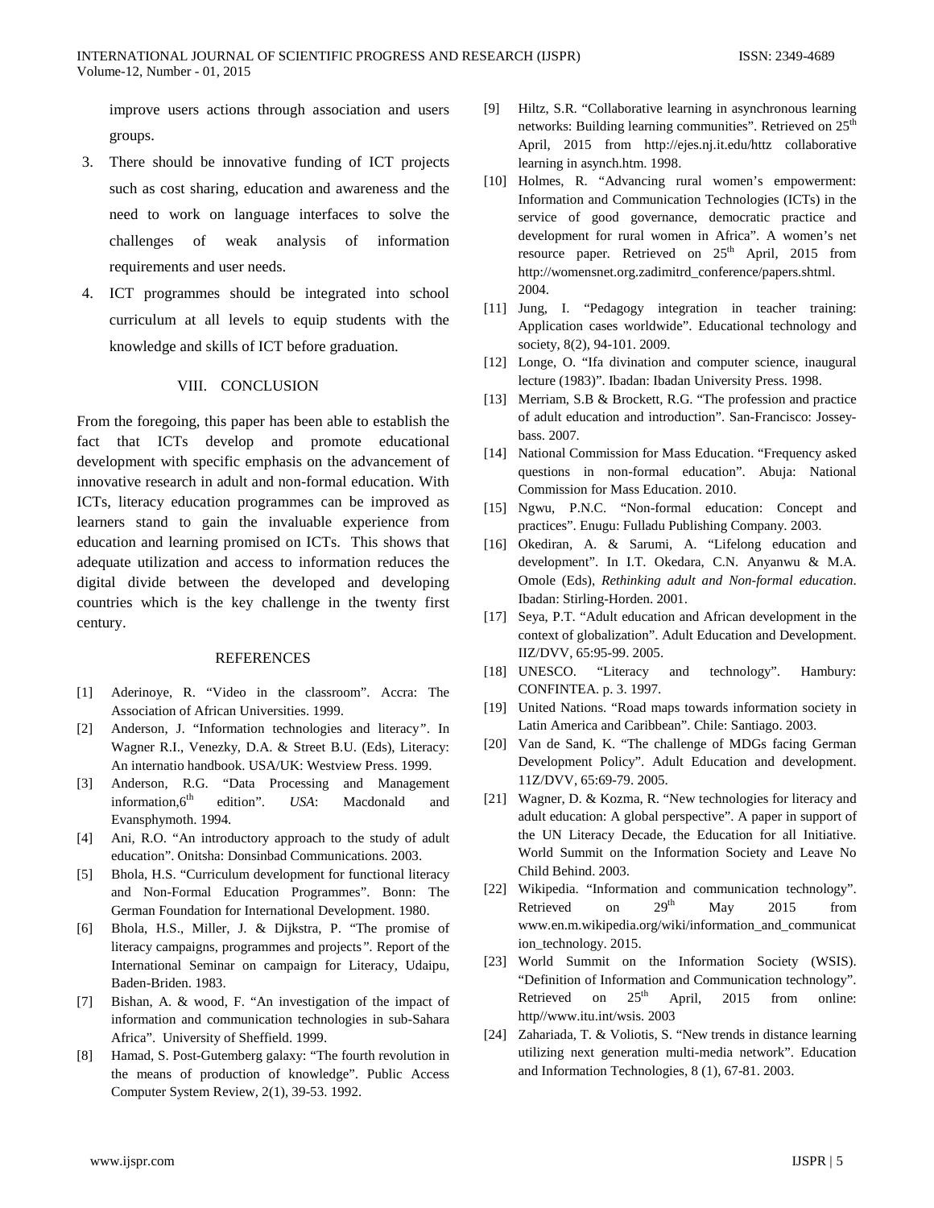improve users actions through association and users groups.

3. There should be innovative funding of ICT projects such as cost sharing, education and awareness and the need to work on language interfaces to solve the challenges of weak analysis of information requirements and user needs.
4. ICT programmes should be integrated into school curriculum at all levels to equip students with the knowledge and skills of ICT before graduation.

## VIII. CONCLUSION

From the foregoing, this paper has been able to establish the fact that ICTs develop and promote educational development with specific emphasis on the advancement of innovative research in adult and non-formal education. With ICTs, literacy education programmes can be improved as learners stand to gain the invaluable experience from education and learning promised on ICTs. This shows that adequate utilization and access to information reduces the digital divide between the developed and developing countries which is the key challenge in the twenty first century.

## REFERENCES

[1] Aderinoye, R. "Video in the classroom". Accra: The Association of African Universities. 1999.

[2] Anderson, J. "Information technologies and literacy". In Wagner R.I., Venezky, D.A. & Street B.U. (Eds), Literacy: An internatio handbook. USA/UK: Westview Press. 1999.

[3] Anderson, R.G. "Data Processing and Management information,6th edition". *USA*: Macdonald and Evansphymoth. 1994.

[4] Ani, R.O. "An introductory approach to the study of adult education". Onitsha: Donsinbad Communications. 2003.

[5] Bhola, H.S. "Curriculum development for functional literacy and Non-Formal Education Programmes". Bonn: The German Foundation for International Development. 1980.

[6] Bhola, H.S., Miller, J. & Dijkstra, P. "The promise of literacy campaigns, programmes and projects". Report of the International Seminar on campaign for Literacy, Udaipu, Baden-Briden. 1983.

[7] Bishan, A. & wood, F. "An investigation of the impact of information and communication technologies in sub-Sahara Africa". University of Sheffield. 1999.

[8] Hamad, S. Post-Gutemberg galaxy: "The fourth revolution in the means of production of knowledge". Public Access Computer System Review, 2(1), 39-53. 1992.

[9] Hiltz, S.R. "Collaborative learning in asynchronous learning networks: Building learning communities". Retrieved on 25th April, 2015 from http://ejes.nj.it.edu/httz collaborative learning in asynch.htm. 1998.

[10] Holmes, R. "Advancing rural women's empowerment: Information and Communication Technologies (ICTs) in the service of good governance, democratic practice and development for rural women in Africa". A women's net resource paper. Retrieved on 25th April, 2015 from http://womensnet.org.zadimitrd_conference/papers.shtml. 2004.

[11] Jung, I. "Pedagogy integration in teacher training: Application cases worldwide". Educational technology and society, 8(2), 94-101. 2009.

[12] Longe, O. "Ifa divination and computer science, inaugural lecture (1983)". Ibadan: Ibadan University Press. 1998.

[13] Merriam, S.B & Brockett, R.G. "The profession and practice of adult education and introduction". San-Francisco: Jossey-bass. 2007.

[14] National Commission for Mass Education. "Frequency asked questions in non-formal education". Abuja: National Commission for Mass Education. 2010.

[15] Ngwu, P.N.C. "Non-formal education: Concept and practices". Enugu: Fulladu Publishing Company. 2003.

[16] Okediran, A. & Sarumi, A. "Lifelong education and development". In I.T. Okedara, C.N. Anyanwu & M.A. Omole (Eds), *Rethinking adult and Non-formal education*. Ibadan: Stirling-Horden. 2001.

[17] Seya, P.T. "Adult education and African development in the context of globalization". Adult Education and Development. IIZ/DVV, 65:95-99. 2005.

[18] UNESCO. "Literacy and technology". Hambury: CONFINTEA. p. 3. 1997.

[19] United Nations. "Road maps towards information society in Latin America and Caribbean". Chile: Santiago. 2003.

[20] Van de Sand, K. "The challenge of MDGs facing German Development Policy". Adult Education and development. 11Z/DVV, 65:69-79. 2005.

[21] Wagner, D. & Kozma, R. "New technologies for literacy and adult education: A global perspective". A paper in support of the UN Literacy Decade, the Education for all Initiative. World Summit on the Information Society and Leave No Child Behind. 2003.

[22] Wikipedia. "Information and communication technology". Retrieved on 29th May 2015 from www.en.m.wikipedia.org/wiki/information_and_communication_technology. 2015.

[23] World Summit on the Information Society (WSIS). "Definition of Information and Communication technology". Retrieved on 25th April, 2015 from online: http//www.itu.int/wsis. 2003

[24] Zahariada, T. & Voliotis, S. "New trends in distance learning utilizing next generation multi-media network". Education and Information Technologies, 8 (1), 67-81. 2003.